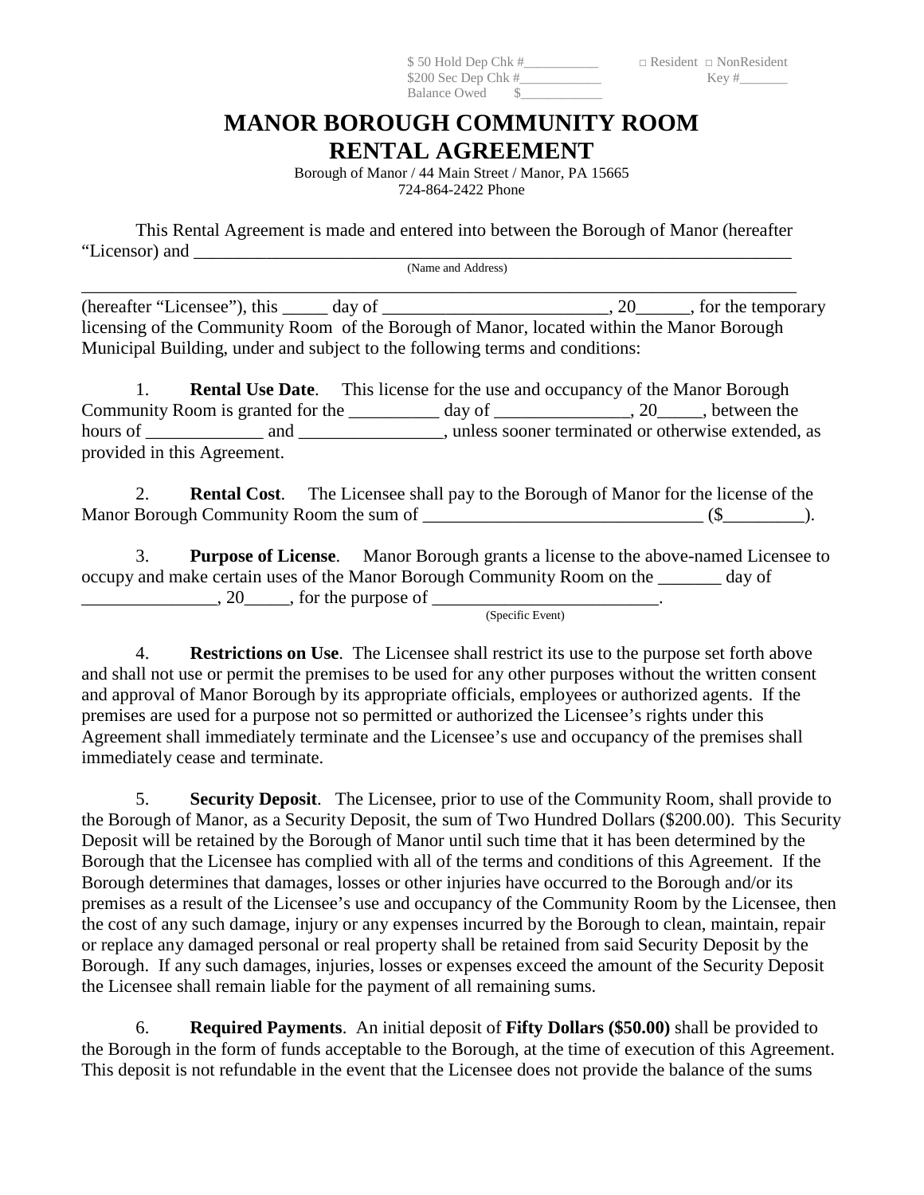$ 50 Hold Dep Chk #___________ □ Resident □ NonResident
$200 Sec Dep Chk #____________ Key #_______
Balance Owed $____________

# MANOR BOROUGH COMMUNITY ROOM RENTAL AGREEMENT

Borough of Manor / 44 Main Street / Manor, PA 15665
724-864-2422 Phone

This Rental Agreement is made and entered into between the Borough of Manor (hereafter "Licensor) and ____________________________________________________________________
(Name and Address)
____________________________________________________________________________
(hereafter "Licensee"), this _____ day of _________________________, 20______, for the temporary licensing of the Community Room of the Borough of Manor, located within the Manor Borough Municipal Building, under and subject to the following terms and conditions:

1. **Rental Use Date**. This license for the use and occupancy of the Manor Borough Community Room is granted for the __________ day of _______________, 20_____, between the hours of _____________ and ________________, unless sooner terminated or otherwise extended, as provided in this Agreement.

2. **Rental Cost**. The Licensee shall pay to the Borough of Manor for the license of the Manor Borough Community Room the sum of _______________________________ ($_________).

3. **Purpose of License**. Manor Borough grants a license to the above-named Licensee to occupy and make certain uses of the Manor Borough Community Room on the _______ day of _______________, 20_____, for the purpose of _________________________.
(Specific Event)

4. **Restrictions on Use**. The Licensee shall restrict its use to the purpose set forth above and shall not use or permit the premises to be used for any other purposes without the written consent and approval of Manor Borough by its appropriate officials, employees or authorized agents. If the premises are used for a purpose not so permitted or authorized the Licensee's rights under this Agreement shall immediately terminate and the Licensee's use and occupancy of the premises shall immediately cease and terminate.

5. **Security Deposit**. The Licensee, prior to use of the Community Room, shall provide to the Borough of Manor, as a Security Deposit, the sum of Two Hundred Dollars ($200.00). This Security Deposit will be retained by the Borough of Manor until such time that it has been determined by the Borough that the Licensee has complied with all of the terms and conditions of this Agreement. If the Borough determines that damages, losses or other injuries have occurred to the Borough and/or its premises as a result of the Licensee's use and occupancy of the Community Room by the Licensee, then the cost of any such damage, injury or any expenses incurred by the Borough to clean, maintain, repair or replace any damaged personal or real property shall be retained from said Security Deposit by the Borough. If any such damages, injuries, losses or expenses exceed the amount of the Security Deposit the Licensee shall remain liable for the payment of all remaining sums.

6. **Required Payments**. An initial deposit of **Fifty Dollars ($50.00)** shall be provided to the Borough in the form of funds acceptable to the Borough, at the time of execution of this Agreement. This deposit is not refundable in the event that the Licensee does not provide the balance of the sums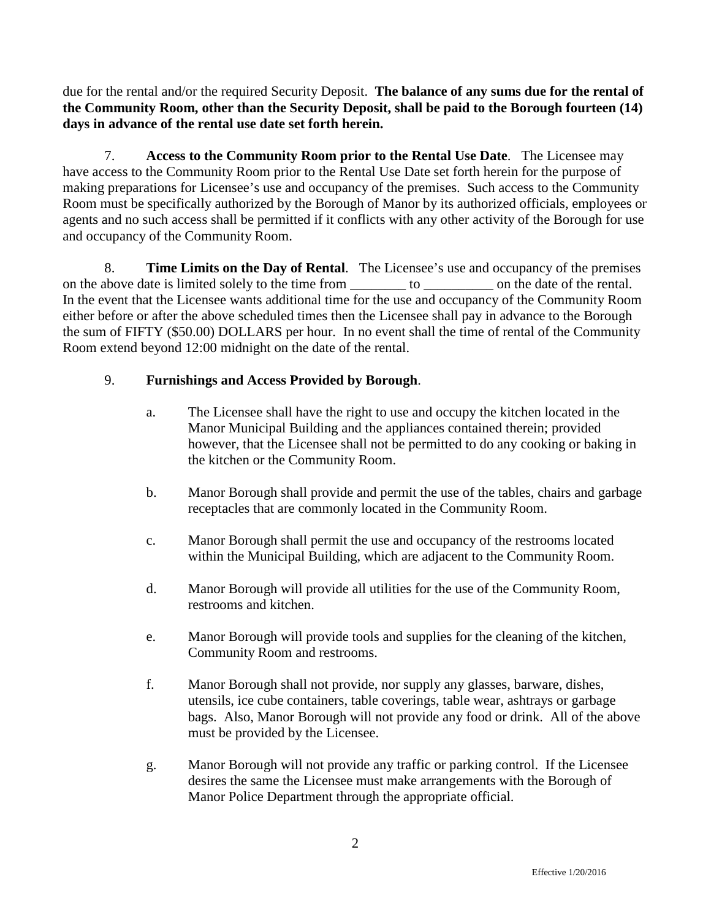due for the rental and/or the required Security Deposit. **The balance of any sums due for the rental of the Community Room, other than the Security Deposit, shall be paid to the Borough fourteen (14) days in advance of the rental use date set forth herein.**

7. **Access to the Community Room prior to the Rental Use Date**. The Licensee may have access to the Community Room prior to the Rental Use Date set forth herein for the purpose of making preparations for Licensee's use and occupancy of the premises. Such access to the Community Room must be specifically authorized by the Borough of Manor by its authorized officials, employees or agents and no such access shall be permitted if it conflicts with any other activity of the Borough for use and occupancy of the Community Room.

8. **Time Limits on the Day of Rental**. The Licensee's use and occupancy of the premises on the above date is limited solely to the time from ________ to __________ on the date of the rental. In the event that the Licensee wants additional time for the use and occupancy of the Community Room either before or after the above scheduled times then the Licensee shall pay in advance to the Borough the sum of FIFTY ($50.00) DOLLARS per hour. In no event shall the time of rental of the Community Room extend beyond 12:00 midnight on the date of the rental.

9. **Furnishings and Access Provided by Borough**.

a. The Licensee shall have the right to use and occupy the kitchen located in the Manor Municipal Building and the appliances contained therein; provided however, that the Licensee shall not be permitted to do any cooking or baking in the kitchen or the Community Room.

b. Manor Borough shall provide and permit the use of the tables, chairs and garbage receptacles that are commonly located in the Community Room.

c. Manor Borough shall permit the use and occupancy of the restrooms located within the Municipal Building, which are adjacent to the Community Room.

d. Manor Borough will provide all utilities for the use of the Community Room, restrooms and kitchen.

e. Manor Borough will provide tools and supplies for the cleaning of the kitchen, Community Room and restrooms.

f. Manor Borough shall not provide, nor supply any glasses, barware, dishes, utensils, ice cube containers, table coverings, table wear, ashtrays or garbage bags. Also, Manor Borough will not provide any food or drink. All of the above must be provided by the Licensee.

g. Manor Borough will not provide any traffic or parking control. If the Licensee desires the same the Licensee must make arrangements with the Borough of Manor Police Department through the appropriate official.

Effective 1/20/2016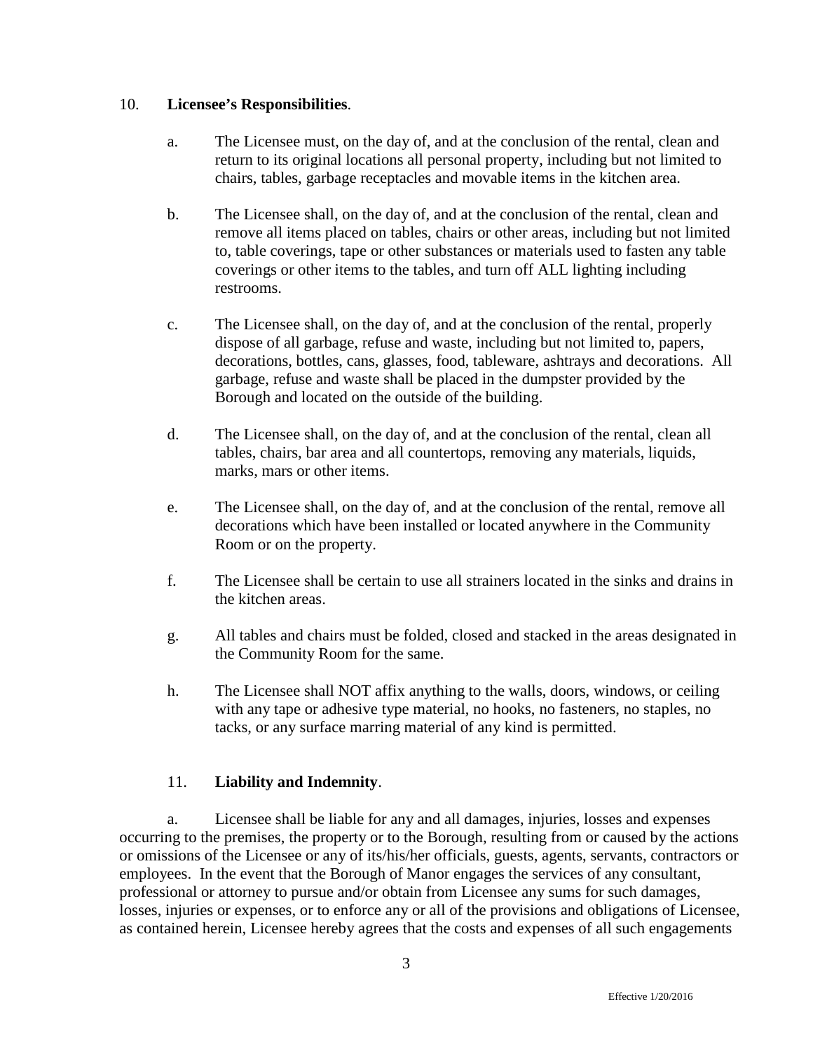10. **Licensee's Responsibilities**.

a. The Licensee must, on the day of, and at the conclusion of the rental, clean and return to its original locations all personal property, including but not limited to chairs, tables, garbage receptacles and movable items in the kitchen area.

b. The Licensee shall, on the day of, and at the conclusion of the rental, clean and remove all items placed on tables, chairs or other areas, including but not limited to, table coverings, tape or other substances or materials used to fasten any table coverings or other items to the tables, and turn off ALL lighting including restrooms.

c. The Licensee shall, on the day of, and at the conclusion of the rental, properly dispose of all garbage, refuse and waste, including but not limited to, papers, decorations, bottles, cans, glasses, food, tableware, ashtrays and decorations. All garbage, refuse and waste shall be placed in the dumpster provided by the Borough and located on the outside of the building.

d. The Licensee shall, on the day of, and at the conclusion of the rental, clean all tables, chairs, bar area and all countertops, removing any materials, liquids, marks, mars or other items.

e. The Licensee shall, on the day of, and at the conclusion of the rental, remove all decorations which have been installed or located anywhere in the Community Room or on the property.

f. The Licensee shall be certain to use all strainers located in the sinks and drains in the kitchen areas.

g. All tables and chairs must be folded, closed and stacked in the areas designated in the Community Room for the same.

h. The Licensee shall NOT affix anything to the walls, doors, windows, or ceiling with any tape or adhesive type material, no hooks, no fasteners, no staples, no tacks, or any surface marring material of any kind is permitted.

11. **Liability and Indemnity**.

a. Licensee shall be liable for any and all damages, injuries, losses and expenses occurring to the premises, the property or to the Borough, resulting from or caused by the actions or omissions of the Licensee or any of its/his/her officials, guests, agents, servants, contractors or employees. In the event that the Borough of Manor engages the services of any consultant, professional or attorney to pursue and/or obtain from Licensee any sums for such damages, losses, injuries or expenses, or to enforce any or all of the provisions and obligations of Licensee, as contained herein, Licensee hereby agrees that the costs and expenses of all such engagements

Effective 1/20/2016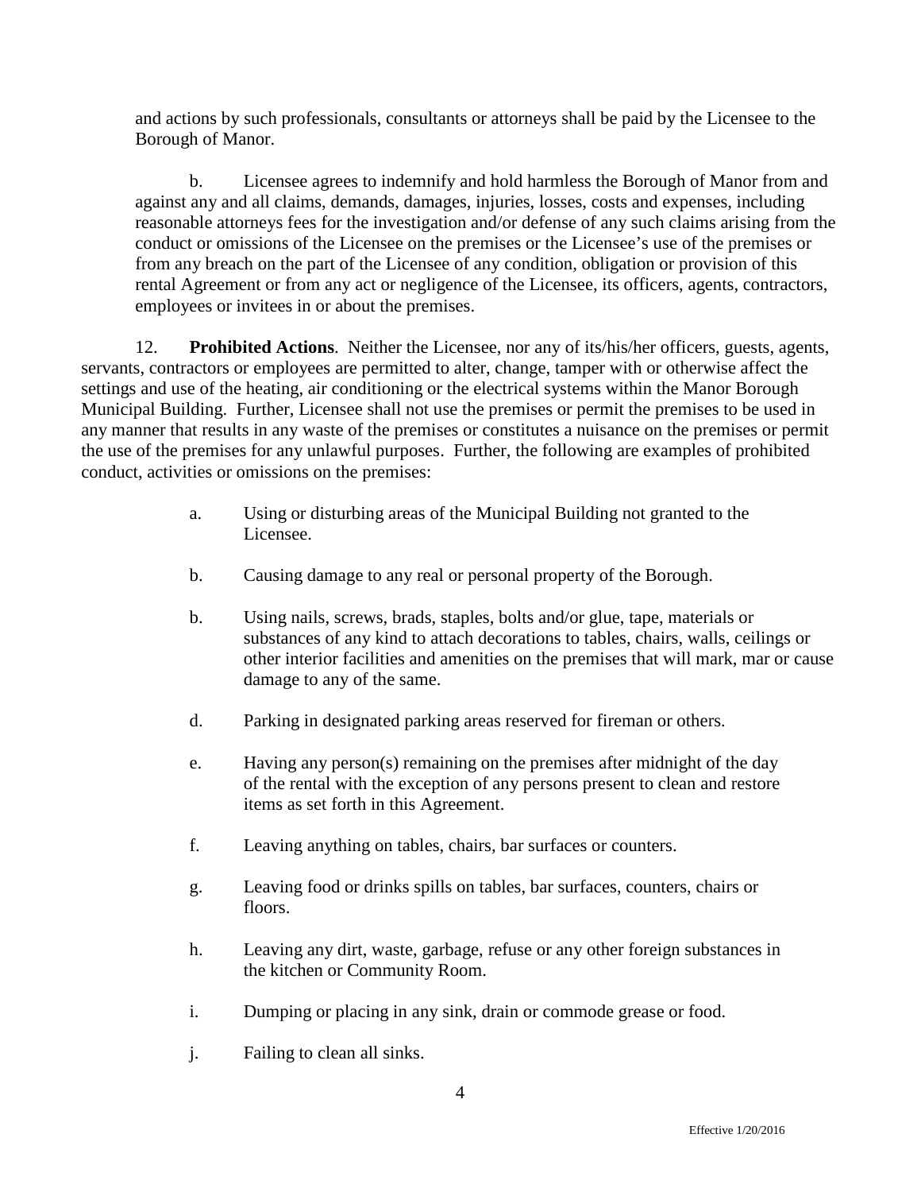and actions by such professionals, consultants or attorneys shall be paid by the Licensee to the Borough of Manor.

b. Licensee agrees to indemnify and hold harmless the Borough of Manor from and against any and all claims, demands, damages, injuries, losses, costs and expenses, including reasonable attorneys fees for the investigation and/or defense of any such claims arising from the conduct or omissions of the Licensee on the premises or the Licensee's use of the premises or from any breach on the part of the Licensee of any condition, obligation or provision of this rental Agreement or from any act or negligence of the Licensee, its officers, agents, contractors, employees or invitees in or about the premises.

12. **Prohibited Actions**. Neither the Licensee, nor any of its/his/her officers, guests, agents, servants, contractors or employees are permitted to alter, change, tamper with or otherwise affect the settings and use of the heating, air conditioning or the electrical systems within the Manor Borough Municipal Building. Further, Licensee shall not use the premises or permit the premises to be used in any manner that results in any waste of the premises or constitutes a nuisance on the premises or permit the use of the premises for any unlawful purposes. Further, the following are examples of prohibited conduct, activities or omissions on the premises:

a. Using or disturbing areas of the Municipal Building not granted to the Licensee.

b. Causing damage to any real or personal property of the Borough.

b. Using nails, screws, brads, staples, bolts and/or glue, tape, materials or substances of any kind to attach decorations to tables, chairs, walls, ceilings or other interior facilities and amenities on the premises that will mark, mar or cause damage to any of the same.

d. Parking in designated parking areas reserved for fireman or others.

e. Having any person(s) remaining on the premises after midnight of the day of the rental with the exception of any persons present to clean and restore items as set forth in this Agreement.

f. Leaving anything on tables, chairs, bar surfaces or counters.

g. Leaving food or drinks spills on tables, bar surfaces, counters, chairs or floors.

h. Leaving any dirt, waste, garbage, refuse or any other foreign substances in the kitchen or Community Room.

i. Dumping or placing in any sink, drain or commode grease or food.

j. Failing to clean all sinks.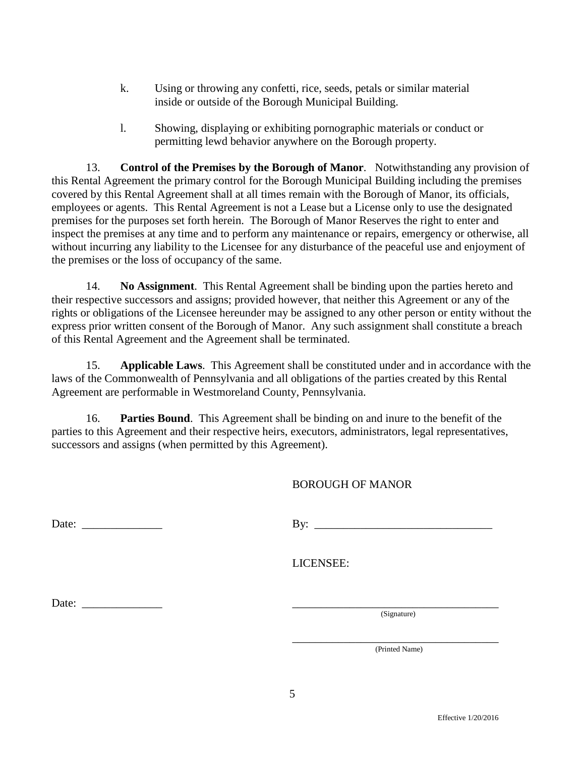k. Using or throwing any confetti, rice, seeds, petals or similar material inside or outside of the Borough Municipal Building.

l. Showing, displaying or exhibiting pornographic materials or conduct or permitting lewd behavior anywhere on the Borough property.

13. **Control of the Premises by the Borough of Manor**. Notwithstanding any provision of this Rental Agreement the primary control for the Borough Municipal Building including the premises covered by this Rental Agreement shall at all times remain with the Borough of Manor, its officials, employees or agents. This Rental Agreement is not a Lease but a License only to use the designated premises for the purposes set forth herein. The Borough of Manor Reserves the right to enter and inspect the premises at any time and to perform any maintenance or repairs, emergency or otherwise, all without incurring any liability to the Licensee for any disturbance of the peaceful use and enjoyment of the premises or the loss of occupancy of the same.

14. **No Assignment**. This Rental Agreement shall be binding upon the parties hereto and their respective successors and assigns; provided however, that neither this Agreement or any of the rights or obligations of the Licensee hereunder may be assigned to any other person or entity without the express prior written consent of the Borough of Manor. Any such assignment shall constitute a breach of this Rental Agreement and the Agreement shall be terminated.

15. **Applicable Laws**. This Agreement shall be constituted under and in accordance with the laws of the Commonwealth of Pennsylvania and all obligations of the parties created by this Rental Agreement are performable in Westmoreland County, Pennsylvania.

16. **Parties Bound**. This Agreement shall be binding on and inure to the benefit of the parties to this Agreement and their respective heirs, executors, administrators, legal representatives, successors and assigns (when permitted by this Agreement).

BOROUGH OF MANOR

Date: ______________ By: _______________________________

LICENSEE:

Date: ______________ _____________________________________
(Signature)

_____________________________________
(Printed Name)

Effective 1/20/2016